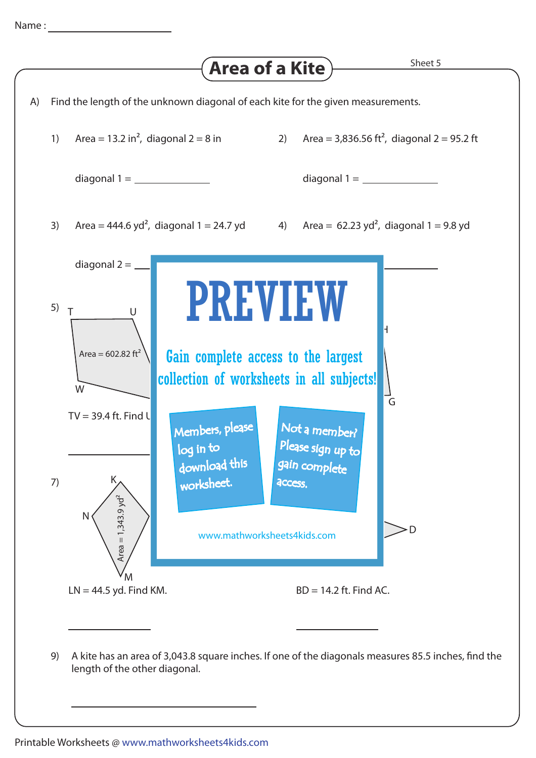Name : ____________________

# Area of a Kite

Sheet 5

A) Find the length of the unknown diagonal of each kite for the given measurements.

1) Area = 13.2 in$^2$, diagonal 2 = 8 in

diagonal 1 = ____________

2) Area = 3,836.56 ft$^2$, diagonal 2 = 95.2 ft

diagonal 1 = ____________

3) Area = 444.6 yd$^2$, diagonal 1 = 24.7 yd

diagonal 2 = ____________

4) Area = 62.23 yd$^2$, diagonal 1 = 9.8 yd

____________

5) T U W

Area = 602.82 ft$^2$

TV = 39.4 ft. Find U

____________

H G

**PREVIEW**

Gain complete access to the largest collection of worksheets in all subjects!

Members, please log in to download this worksheet.

Not a member? Please sign up to gain complete access.

www.mathworksheets4kids.com

7) K N M

Area = 1,343.9 yd$^2$

LN = 44.5 yd. Find KM.

____________

D

BD = 14.2 ft. Find AC.

____________

9) A kite has an area of 3,043.8 square inches. If one of the diagonals measures 85.5 inches, find the length of the other diagonal.

____________

Printable Worksheets @ www.mathworksheets4kids.com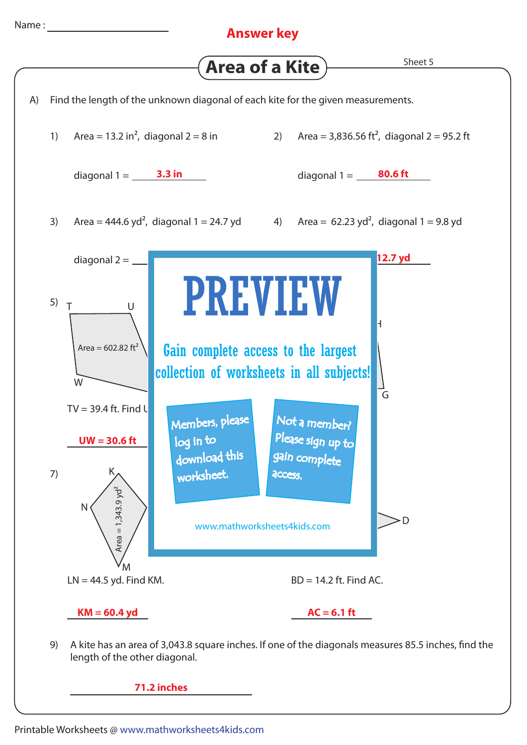Name : ____________________

**Answer key**

# Area of a Kite

Sheet 5

A) Find the length of the unknown diagonal of each kite for the given measurements.

1) Area = 13.2 in$^2$, diagonal 2 = 8 in

diagonal 1 = **3.3 in**

2) Area = 3,836.56 ft$^2$, diagonal 2 = 95.2 ft

diagonal 1 = **80.6 ft**

3) Area = 444.6 yd$^2$, diagonal 1 = 24.7 yd

diagonal 2 = ______

4) Area = 62.23 yd$^2$, diagonal 1 = 9.8 yd

**12.7 yd**

5) T U W

Area = 602.82 ft$^2$

TV = 39.4 ft. Find U

**UW = 30.6 ft**

H G

PREVIEW

Gain complete access to the largest collection of worksheets in all subjects!

Members, please log in to download this worksheet.

Not a member? Please sign up to gain complete access.

www.mathworksheets4kids.com

7) K N M

Area = 1,343.9 yd$^2$

LN = 44.5 yd. Find KM.

**KM = 60.4 yd**

D

BD = 14.2 ft. Find AC.

**AC = 6.1 ft**

9) A kite has an area of 3,043.8 square inches. If one of the diagonals measures 85.5 inches, find the length of the other diagonal.

**71.2 inches**